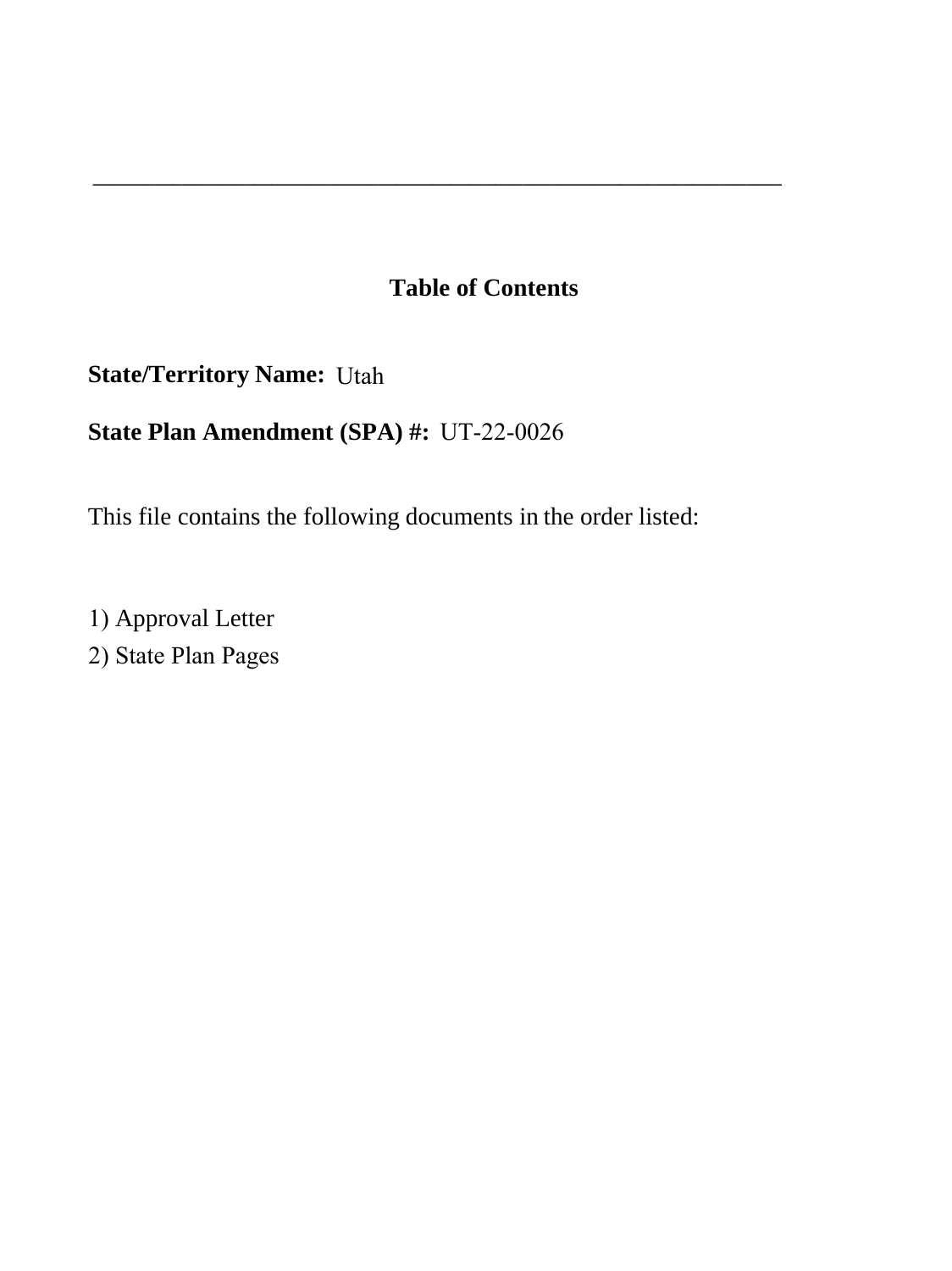---

## Table of Contents

**State/Territory Name:** Utah

**State Plan Amendment (SPA) #:** UT-22-0026

This file contains the following documents in the order listed:

1) Approval Letter
2) State Plan Pages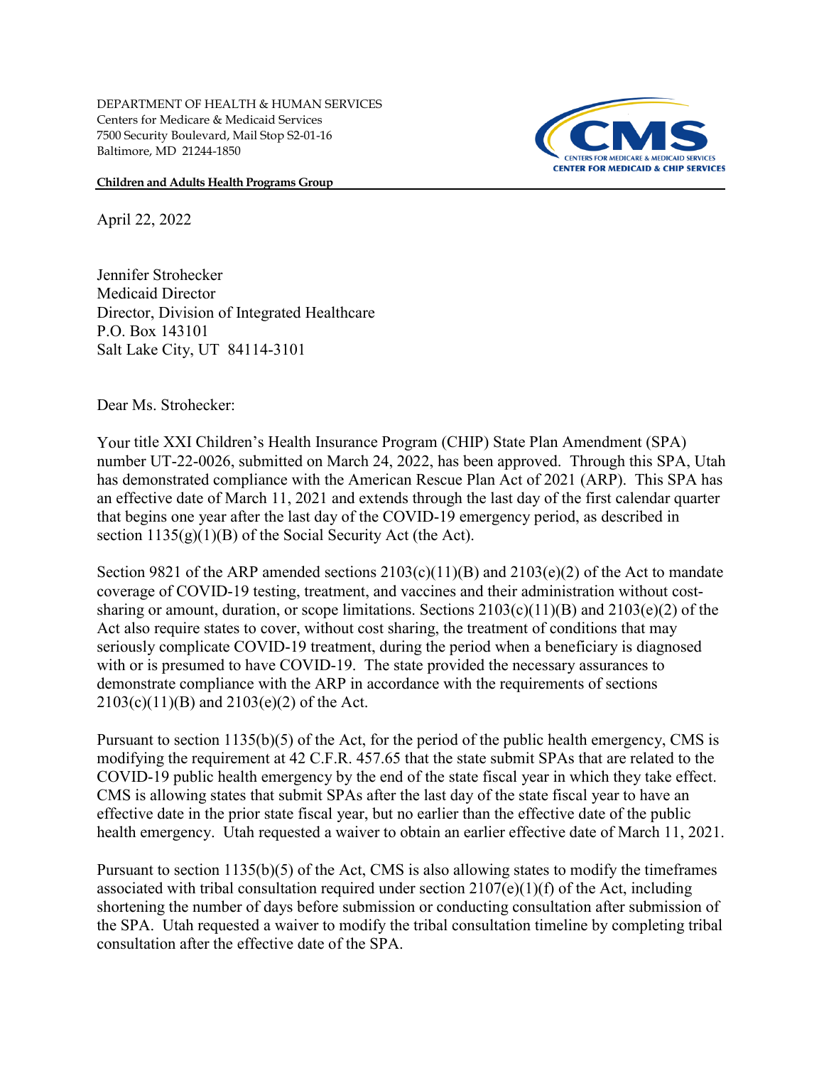DEPARTMENT OF HEALTH & HUMAN SERVICES
Centers for Medicare & Medicaid Services
7500 Security Boulevard, Mail Stop S2-01-16
Baltimore, MD 21244-1850

CMS
CENTERS FOR MEDICARE & MEDICAID SERVICES
CENTER FOR MEDICAID & CHIP SERVICES

**Children and Adults Health Programs Group**

April 22, 2022

Jennifer Strohecker
Medicaid Director
Director, Division of Integrated Healthcare
P.O. Box 143101
Salt Lake City, UT 84114-3101

Dear Ms. Strohecker:

Your title XXI Children's Health Insurance Program (CHIP) State Plan Amendment (SPA) number UT-22-0026, submitted on March 24, 2022, has been approved. Through this SPA, Utah has demonstrated compliance with the American Rescue Plan Act of 2021 (ARP). This SPA has an effective date of March 11, 2021 and extends through the last day of the first calendar quarter that begins one year after the last day of the COVID-19 emergency period, as described in section 1135(g)(1)(B) of the Social Security Act (the Act).

Section 9821 of the ARP amended sections 2103(c)(11)(B) and 2103(e)(2) of the Act to mandate coverage of COVID-19 testing, treatment, and vaccines and their administration without cost-sharing or amount, duration, or scope limitations. Sections 2103(c)(11)(B) and 2103(e)(2) of the Act also require states to cover, without cost sharing, the treatment of conditions that may seriously complicate COVID-19 treatment, during the period when a beneficiary is diagnosed with or is presumed to have COVID-19. The state provided the necessary assurances to demonstrate compliance with the ARP in accordance with the requirements of sections 2103(c)(11)(B) and 2103(e)(2) of the Act.

Pursuant to section 1135(b)(5) of the Act, for the period of the public health emergency, CMS is modifying the requirement at 42 C.F.R. 457.65 that the state submit SPAs that are related to the COVID-19 public health emergency by the end of the state fiscal year in which they take effect. CMS is allowing states that submit SPAs after the last day of the state fiscal year to have an effective date in the prior state fiscal year, but no earlier than the effective date of the public health emergency. Utah requested a waiver to obtain an earlier effective date of March 11, 2021.

Pursuant to section 1135(b)(5) of the Act, CMS is also allowing states to modify the timeframes associated with tribal consultation required under section 2107(e)(1)(f) of the Act, including shortening the number of days before submission or conducting consultation after submission of the SPA. Utah requested a waiver to modify the tribal consultation timeline by completing tribal consultation after the effective date of the SPA.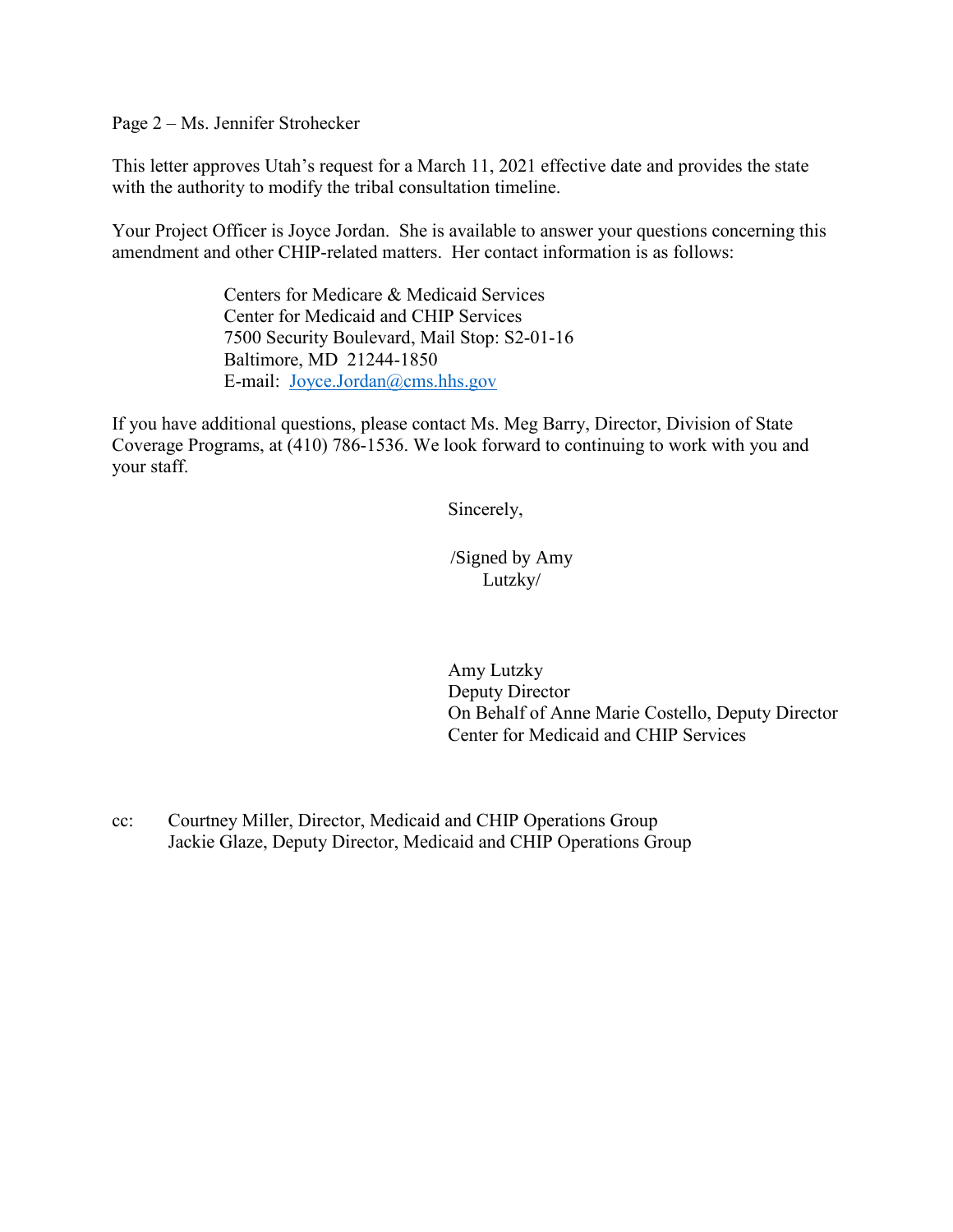Page 2 – Ms. Jennifer Strohecker

This letter approves Utah's request for a March 11, 2021 effective date and provides the state with the authority to modify the tribal consultation timeline.

Your Project Officer is Joyce Jordan. She is available to answer your questions concerning this amendment and other CHIP-related matters. Her contact information is as follows:

> Centers for Medicare & Medicaid Services
> Center for Medicaid and CHIP Services
> 7500 Security Boulevard, Mail Stop: S2-01-16
> Baltimore, MD 21244-1850
> E-mail: Joyce.Jordan@cms.hhs.gov

If you have additional questions, please contact Ms. Meg Barry, Director, Division of State Coverage Programs, at (410) 786-1536. We look forward to continuing to work with you and your staff.

Sincerely,

/Signed by Amy Lutzky/

Amy Lutzky
Deputy Director
On Behalf of Anne Marie Costello, Deputy Director
Center for Medicaid and CHIP Services

cc: Courtney Miller, Director, Medicaid and CHIP Operations Group
Jackie Glaze, Deputy Director, Medicaid and CHIP Operations Group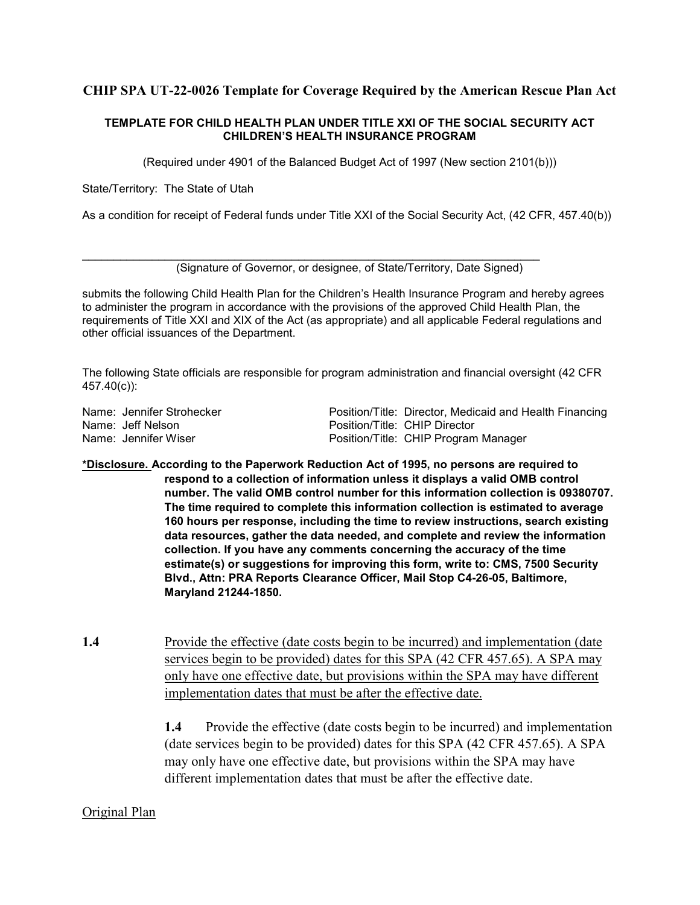## CHIP SPA UT-22-0026 Template for Coverage Required by the American Rescue Plan Act

**TEMPLATE FOR CHILD HEALTH PLAN UNDER TITLE XXI OF THE SOCIAL SECURITY ACT CHILDREN'S HEALTH INSURANCE PROGRAM**

(Required under 4901 of the Balanced Budget Act of 1997 (New section 2101(b)))

State/Territory: The State of Utah

As a condition for receipt of Federal funds under Title XXI of the Social Security Act, (42 CFR, 457.40(b))

___________________________________________________________________________

(Signature of Governor, or designee, of State/Territory, Date Signed)

submits the following Child Health Plan for the Children's Health Insurance Program and hereby agrees to administer the program in accordance with the provisions of the approved Child Health Plan, the requirements of Title XXI and XIX of the Act (as appropriate) and all applicable Federal regulations and other official issuances of the Department.

The following State officials are responsible for program administration and financial oversight (42 CFR 457.40(c)):

Name: Jennifer Strohecker Position/Title: Director, Medicaid and Health Financing
Name: Jeff Nelson Position/Title: CHIP Director
Name: Jennifer Wiser Position/Title: CHIP Program Manager

**<u>*Disclosure.</u> According to the Paperwork Reduction Act of 1995, no persons are required to respond to a collection of information unless it displays a valid OMB control number. The valid OMB control number for this information collection is 09380707. The time required to complete this information collection is estimated to average 160 hours per response, including the time to review instructions, search existing data resources, gather the data needed, and complete and review the information collection. If you have any comments concerning the accuracy of the time estimate(s) or suggestions for improving this form, write to: CMS, 7500 Security Blvd., Attn: PRA Reports Clearance Officer, Mail Stop C4-26-05, Baltimore, Maryland 21244-1850.**

**1.4** <u>Provide the effective (date costs begin to be incurred) and implementation (date services begin to be provided) dates for this SPA (42 CFR 457.65). A SPA may only have one effective date, but provisions within the SPA may have different implementation dates that must be after the effective date.</u>

> **1.4** Provide the effective (date costs begin to be incurred) and implementation (date services begin to be provided) dates for this SPA (42 CFR 457.65). A SPA may only have one effective date, but provisions within the SPA may have different implementation dates that must be after the effective date.

<u>Original Plan</u>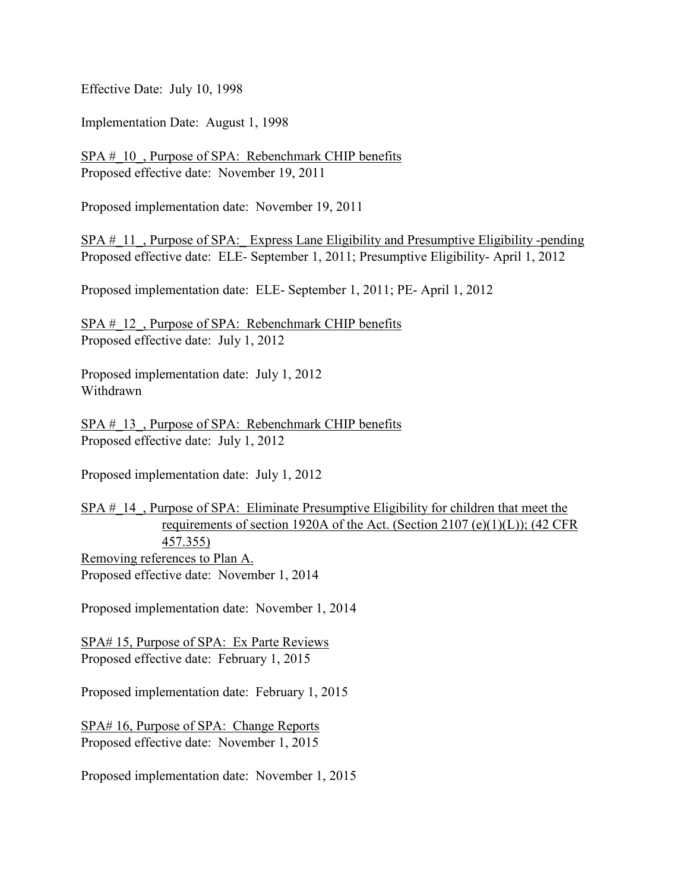Effective Date: July 10, 1998

Implementation Date: August 1, 1998

SPA # _10_, Purpose of SPA: Rebenchmark CHIP benefits
Proposed effective date: November 19, 2011

Proposed implementation date: November 19, 2011

SPA # _11_, Purpose of SPA: _ Express Lane Eligibility and Presumptive Eligibility -pending
Proposed effective date: ELE- September 1, 2011; Presumptive Eligibility- April 1, 2012

Proposed implementation date: ELE- September 1, 2011; PE- April 1, 2012

SPA # _12_, Purpose of SPA: Rebenchmark CHIP benefits
Proposed effective date: July 1, 2012

Proposed implementation date: July 1, 2012
Withdrawn

SPA # _13_, Purpose of SPA: Rebenchmark CHIP benefits
Proposed effective date: July 1, 2012

Proposed implementation date: July 1, 2012

SPA # _14_, Purpose of SPA: Eliminate Presumptive Eligibility for children that meet the requirements of section 1920A of the Act. (Section 2107 (e)(1)(L)); (42 CFR 457.355)
Removing references to Plan A.
Proposed effective date: November 1, 2014

Proposed implementation date: November 1, 2014

SPA# 15, Purpose of SPA: Ex Parte Reviews
Proposed effective date: February 1, 2015

Proposed implementation date: February 1, 2015

SPA# 16, Purpose of SPA: Change Reports
Proposed effective date: November 1, 2015

Proposed implementation date: November 1, 2015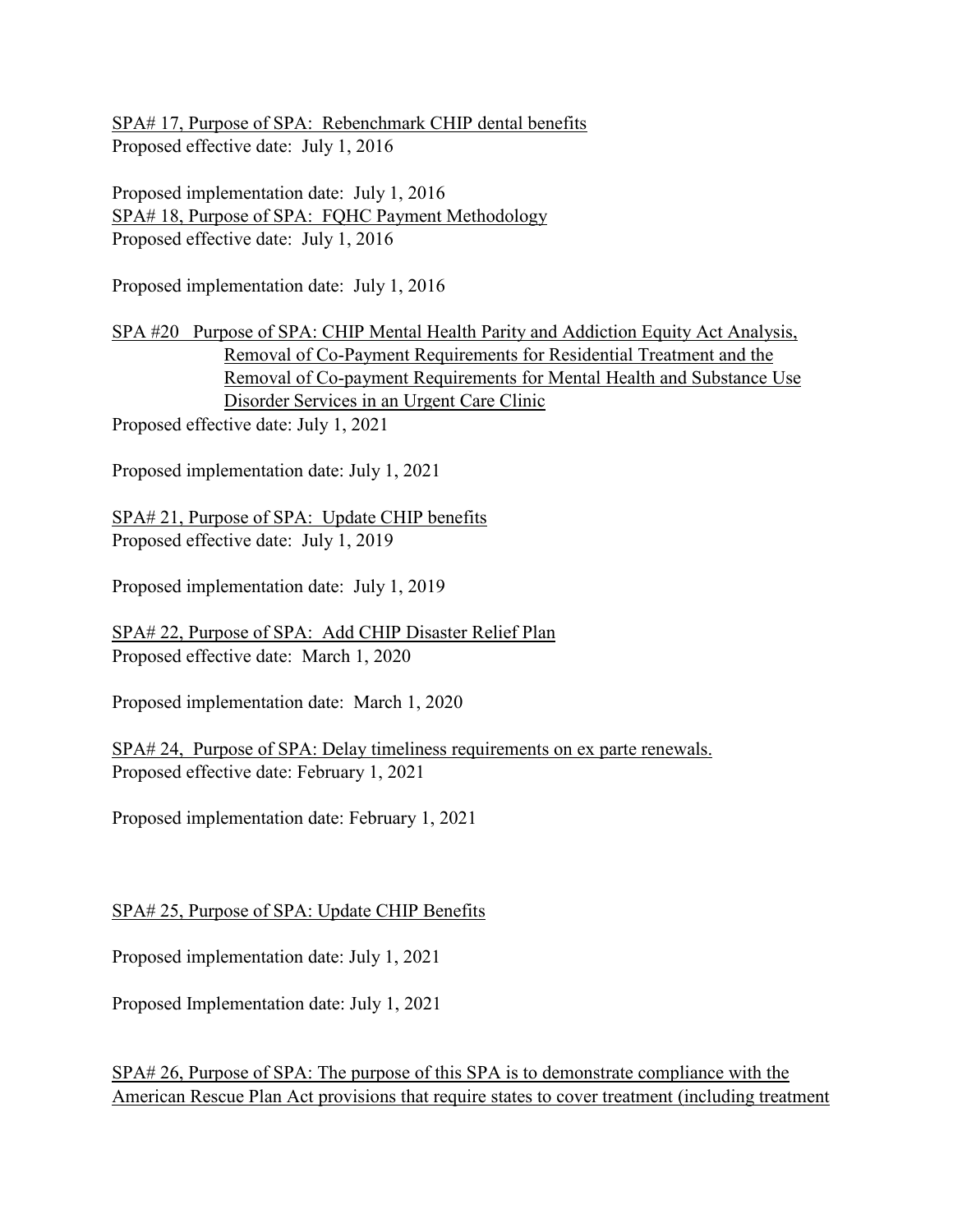<u>SPA# 17, Purpose of SPA: Rebenchmark CHIP dental benefits</u>
Proposed effective date: July 1, 2016

Proposed implementation date: July 1, 2016
<u>SPA# 18, Purpose of SPA: FQHC Payment Methodology</u>
Proposed effective date: July 1, 2016

Proposed implementation date: July 1, 2016

<u>SPA #20 Purpose of SPA: CHIP Mental Health Parity and Addiction Equity Act Analysis, Removal of Co-Payment Requirements for Residential Treatment and the Removal of Co-payment Requirements for Mental Health and Substance Use Disorder Services in an Urgent Care Clinic</u>
Proposed effective date: July 1, 2021

Proposed implementation date: July 1, 2021

<u>SPA# 21, Purpose of SPA: Update CHIP benefits</u>
Proposed effective date: July 1, 2019

Proposed implementation date: July 1, 2019

<u>SPA# 22, Purpose of SPA: Add CHIP Disaster Relief Plan</u>
Proposed effective date: March 1, 2020

Proposed implementation date: March 1, 2020

<u>SPA# 24, Purpose of SPA: Delay timeliness requirements on ex parte renewals.</u>
Proposed effective date: February 1, 2021

Proposed implementation date: February 1, 2021

<u>SPA# 25, Purpose of SPA: Update CHIP Benefits</u>

Proposed implementation date: July 1, 2021

Proposed Implementation date: July 1, 2021

<u>SPA# 26, Purpose of SPA: The purpose of this SPA is to demonstrate compliance with the American Rescue Plan Act provisions that require states to cover treatment (including treatment</u>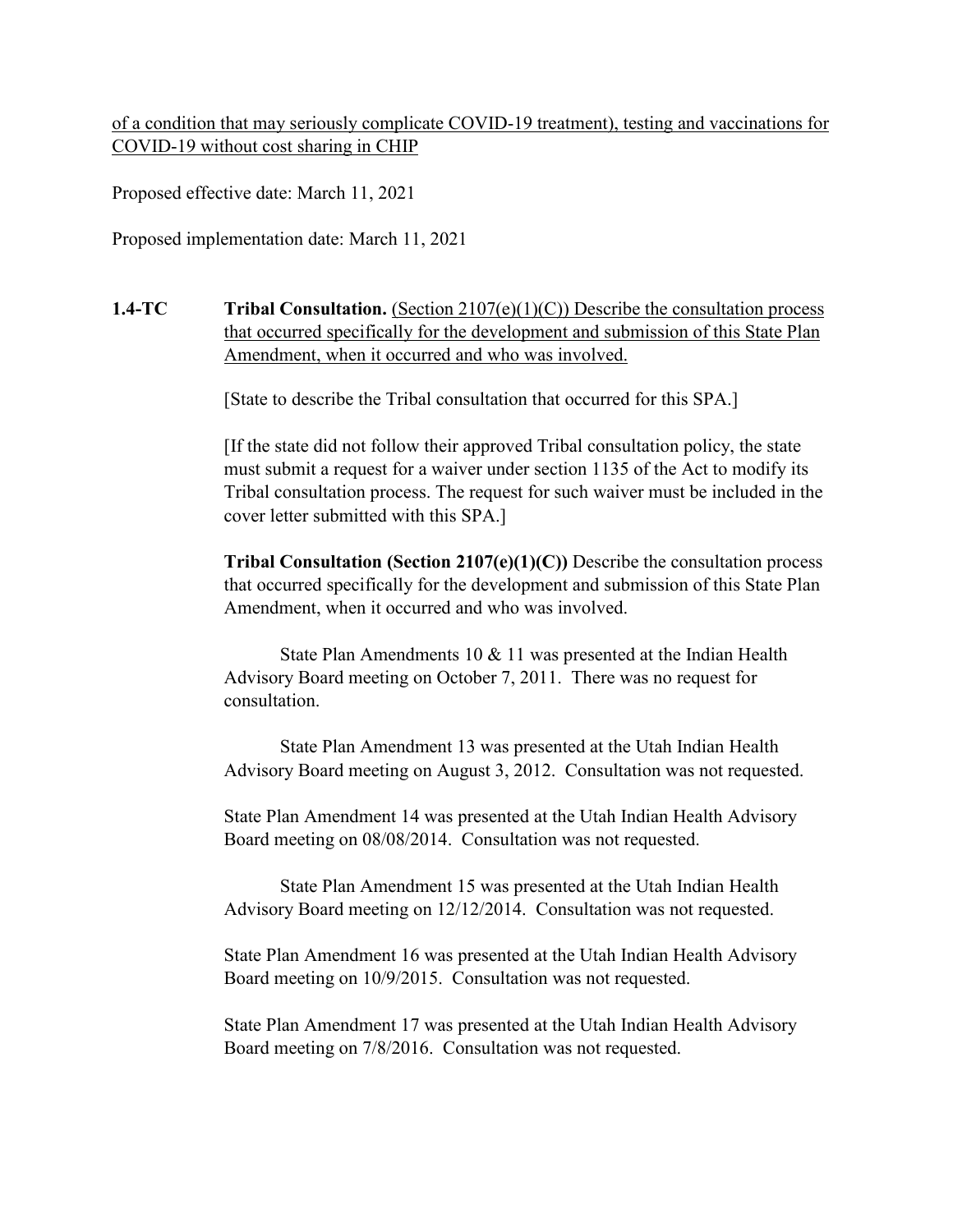of a condition that may seriously complicate COVID-19 treatment), testing and vaccinations for COVID-19 without cost sharing in CHIP

Proposed effective date: March 11, 2021

Proposed implementation date: March 11, 2021

**1.4-TC** **Tribal Consultation.** (Section 2107(e)(1)(C)) Describe the consultation process that occurred specifically for the development and submission of this State Plan Amendment, when it occurred and who was involved.

[State to describe the Tribal consultation that occurred for this SPA.]

[If the state did not follow their approved Tribal consultation policy, the state must submit a request for a waiver under section 1135 of the Act to modify its Tribal consultation process. The request for such waiver must be included in the cover letter submitted with this SPA.]

**Tribal Consultation (Section 2107(e)(1)(C))** Describe the consultation process that occurred specifically for the development and submission of this State Plan Amendment, when it occurred and who was involved.

State Plan Amendments 10 & 11 was presented at the Indian Health Advisory Board meeting on October 7, 2011. There was no request for consultation.

State Plan Amendment 13 was presented at the Utah Indian Health Advisory Board meeting on August 3, 2012. Consultation was not requested.

State Plan Amendment 14 was presented at the Utah Indian Health Advisory Board meeting on 08/08/2014. Consultation was not requested.

State Plan Amendment 15 was presented at the Utah Indian Health Advisory Board meeting on 12/12/2014. Consultation was not requested.

State Plan Amendment 16 was presented at the Utah Indian Health Advisory Board meeting on 10/9/2015. Consultation was not requested.

State Plan Amendment 17 was presented at the Utah Indian Health Advisory Board meeting on 7/8/2016. Consultation was not requested.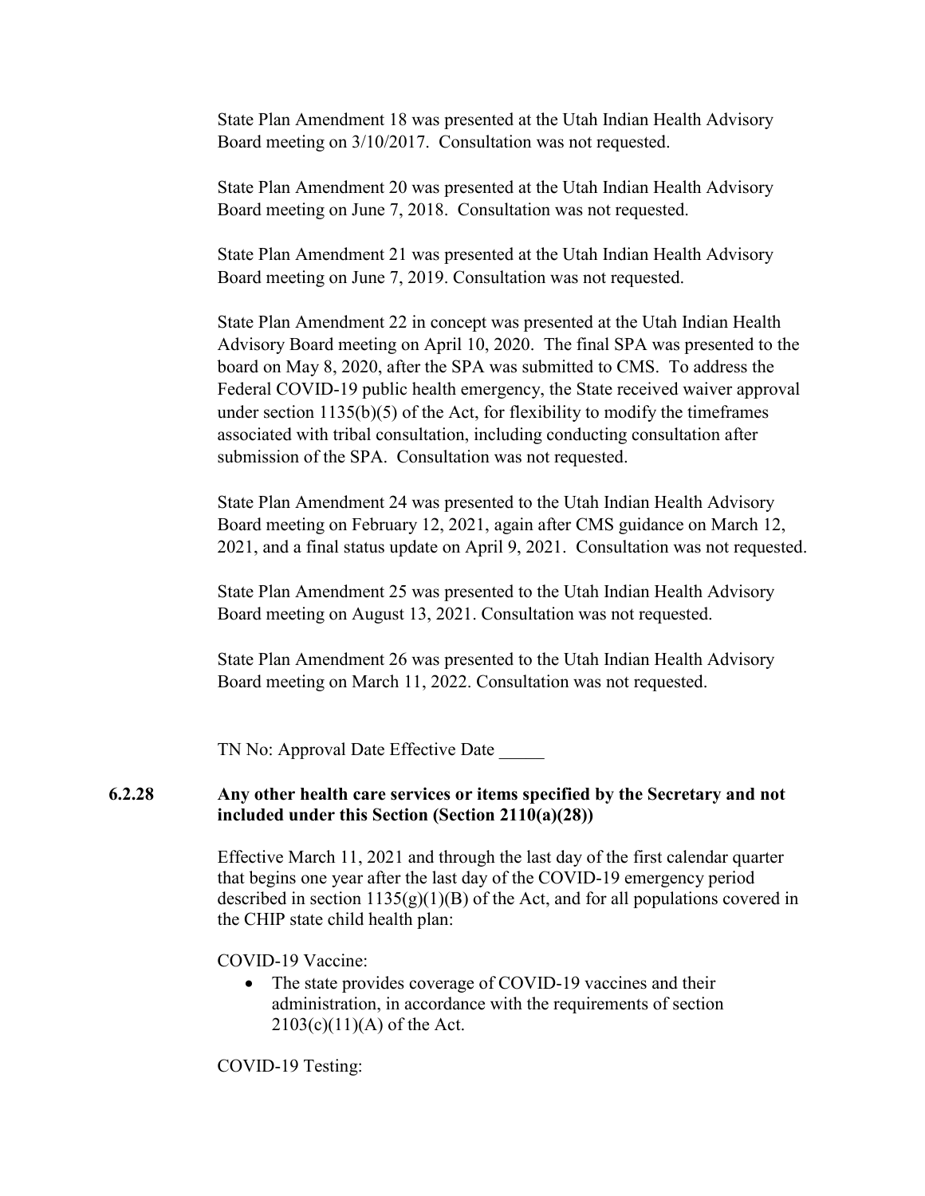State Plan Amendment 18 was presented at the Utah Indian Health Advisory Board meeting on 3/10/2017. Consultation was not requested.

State Plan Amendment 20 was presented at the Utah Indian Health Advisory Board meeting on June 7, 2018. Consultation was not requested.

State Plan Amendment 21 was presented at the Utah Indian Health Advisory Board meeting on June 7, 2019. Consultation was not requested.

State Plan Amendment 22 in concept was presented at the Utah Indian Health Advisory Board meeting on April 10, 2020. The final SPA was presented to the board on May 8, 2020, after the SPA was submitted to CMS. To address the Federal COVID-19 public health emergency, the State received waiver approval under section 1135(b)(5) of the Act, for flexibility to modify the timeframes associated with tribal consultation, including conducting consultation after submission of the SPA. Consultation was not requested.

State Plan Amendment 24 was presented to the Utah Indian Health Advisory Board meeting on February 12, 2021, again after CMS guidance on March 12, 2021, and a final status update on April 9, 2021. Consultation was not requested.

State Plan Amendment 25 was presented to the Utah Indian Health Advisory Board meeting on August 13, 2021. Consultation was not requested.

State Plan Amendment 26 was presented to the Utah Indian Health Advisory Board meeting on March 11, 2022. Consultation was not requested.

TN No: Approval Date Effective Date _____

**6.2.28 Any other health care services or items specified by the Secretary and not included under this Section (Section 2110(a)(28))**

Effective March 11, 2021 and through the last day of the first calendar quarter that begins one year after the last day of the COVID-19 emergency period described in section 1135(g)(1)(B) of the Act, and for all populations covered in the CHIP state child health plan:

COVID-19 Vaccine:

- The state provides coverage of COVID-19 vaccines and their administration, in accordance with the requirements of section 2103(c)(11)(A) of the Act.

COVID-19 Testing: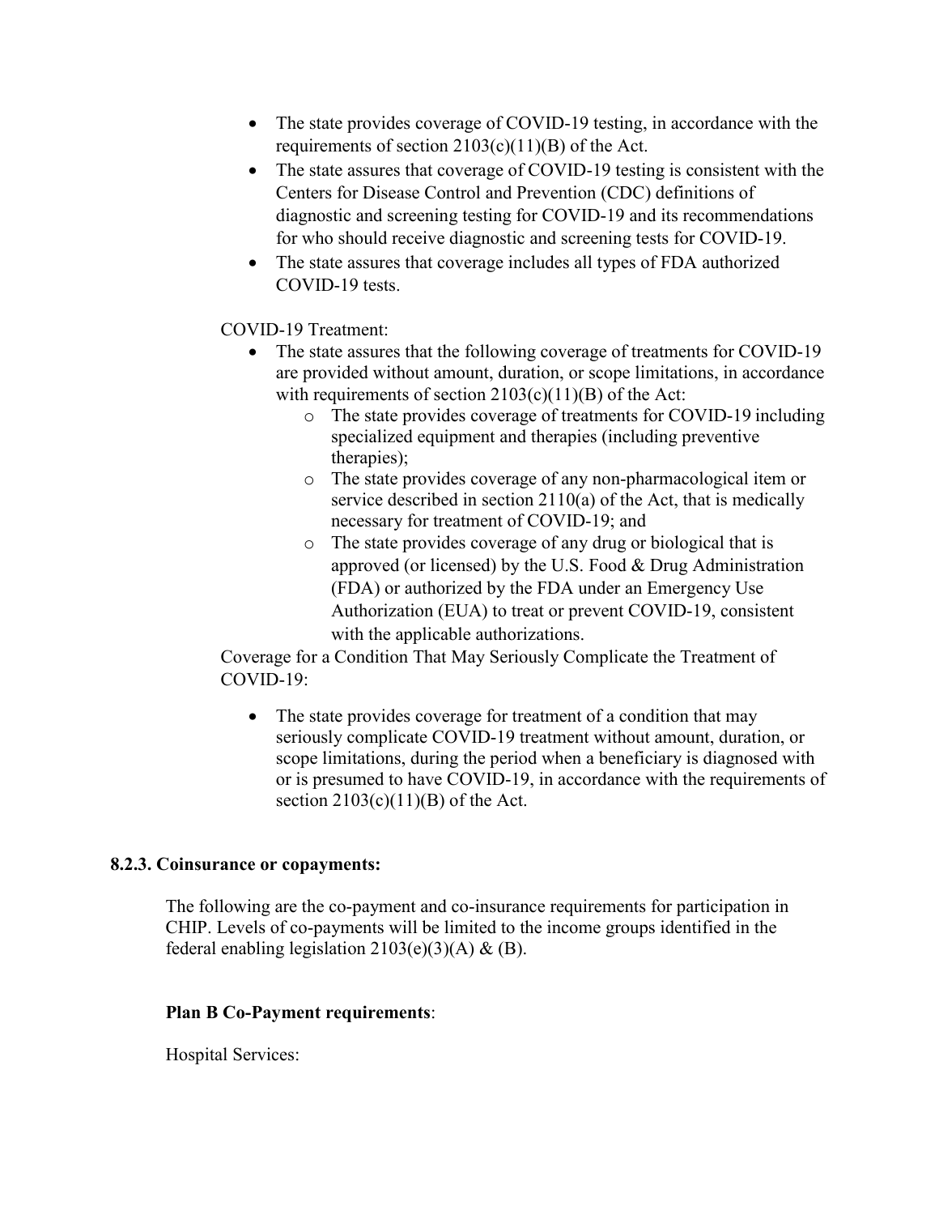- The state provides coverage of COVID-19 testing, in accordance with the requirements of section 2103(c)(11)(B) of the Act.
- The state assures that coverage of COVID-19 testing is consistent with the Centers for Disease Control and Prevention (CDC) definitions of diagnostic and screening testing for COVID-19 and its recommendations for who should receive diagnostic and screening tests for COVID-19.
- The state assures that coverage includes all types of FDA authorized COVID-19 tests.

COVID-19 Treatment:

- The state assures that the following coverage of treatments for COVID-19 are provided without amount, duration, or scope limitations, in accordance with requirements of section 2103(c)(11)(B) of the Act:
  - The state provides coverage of treatments for COVID-19 including specialized equipment and therapies (including preventive therapies);
  - The state provides coverage of any non-pharmacological item or service described in section 2110(a) of the Act, that is medically necessary for treatment of COVID-19; and
  - The state provides coverage of any drug or biological that is approved (or licensed) by the U.S. Food & Drug Administration (FDA) or authorized by the FDA under an Emergency Use Authorization (EUA) to treat or prevent COVID-19, consistent with the applicable authorizations.

Coverage for a Condition That May Seriously Complicate the Treatment of COVID-19:

- The state provides coverage for treatment of a condition that may seriously complicate COVID-19 treatment without amount, duration, or scope limitations, during the period when a beneficiary is diagnosed with or is presumed to have COVID-19, in accordance with the requirements of section 2103(c)(11)(B) of the Act.

**8.2.3. Coinsurance or copayments:**

The following are the co-payment and co-insurance requirements for participation in CHIP. Levels of co-payments will be limited to the income groups identified in the federal enabling legislation 2103(e)(3)(A) & (B).

**Plan B Co-Payment requirements**:

Hospital Services: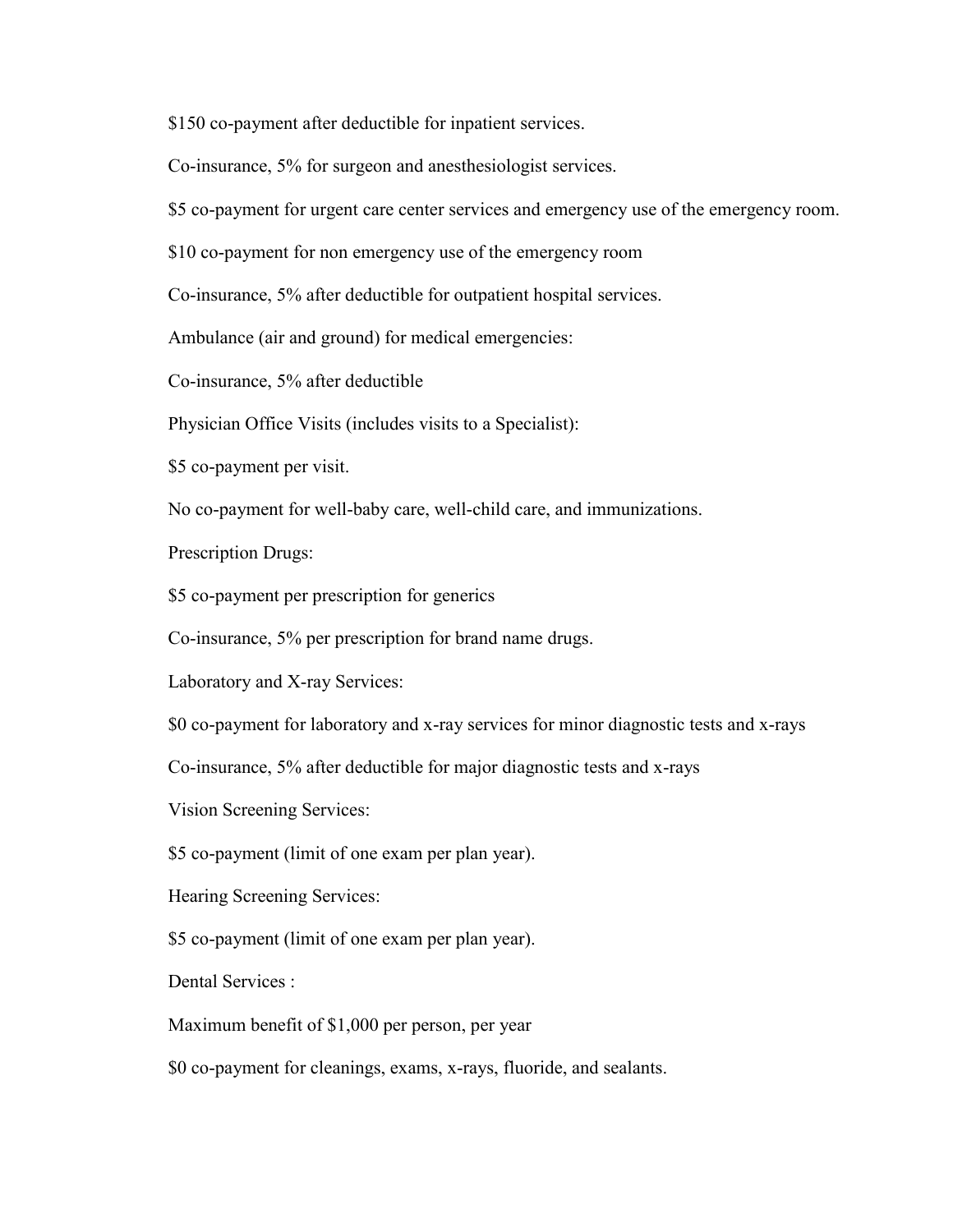$150 co-payment after deductible for inpatient services.

Co-insurance, 5% for surgeon and anesthesiologist services.

$5 co-payment for urgent care center services and emergency use of the emergency room.

$10 co-payment for non emergency use of the emergency room

Co-insurance, 5% after deductible for outpatient hospital services.

Ambulance (air and ground) for medical emergencies:

Co-insurance, 5% after deductible

Physician Office Visits (includes visits to a Specialist):

$5 co-payment per visit.

No co-payment for well-baby care, well-child care, and immunizations.

Prescription Drugs:

$5 co-payment per prescription for generics

Co-insurance, 5% per prescription for brand name drugs.

Laboratory and X-ray Services:

$0 co-payment for laboratory and x-ray services for minor diagnostic tests and x-rays

Co-insurance, 5% after deductible for major diagnostic tests and x-rays

Vision Screening Services:

$5 co-payment (limit of one exam per plan year).

Hearing Screening Services:

$5 co-payment (limit of one exam per plan year).

Dental Services :

Maximum benefit of $1,000 per person, per year

$0 co-payment for cleanings, exams, x-rays, fluoride, and sealants.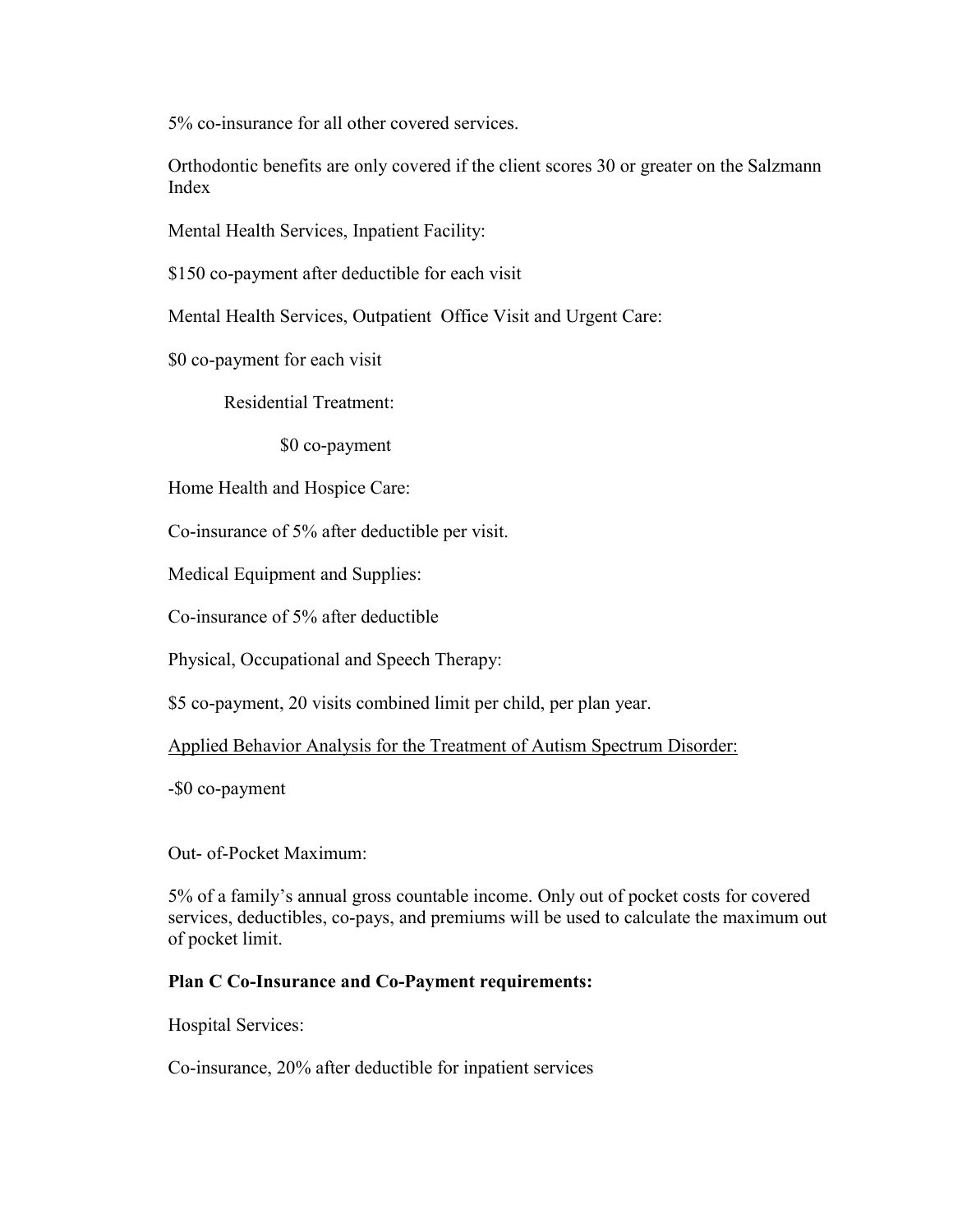5% co-insurance for all other covered services.

Orthodontic benefits are only covered if the client scores 30 or greater on the Salzmann Index

Mental Health Services, Inpatient Facility:

$150 co-payment after deductible for each visit

Mental Health Services, Outpatient Office Visit and Urgent Care:

$0 co-payment for each visit

Residential Treatment:

$0 co-payment

Home Health and Hospice Care:

Co-insurance of 5% after deductible per visit.

Medical Equipment and Supplies:

Co-insurance of 5% after deductible

Physical, Occupational and Speech Therapy:

$5 co-payment, 20 visits combined limit per child, per plan year.

<u>Applied Behavior Analysis for the Treatment of Autism Spectrum Disorder:</u>

-$0 co-payment

Out- of-Pocket Maximum:

5% of a family's annual gross countable income. Only out of pocket costs for covered services, deductibles, co-pays, and premiums will be used to calculate the maximum out of pocket limit.

**Plan C Co-Insurance and Co-Payment requirements:**

Hospital Services:

Co-insurance, 20% after deductible for inpatient services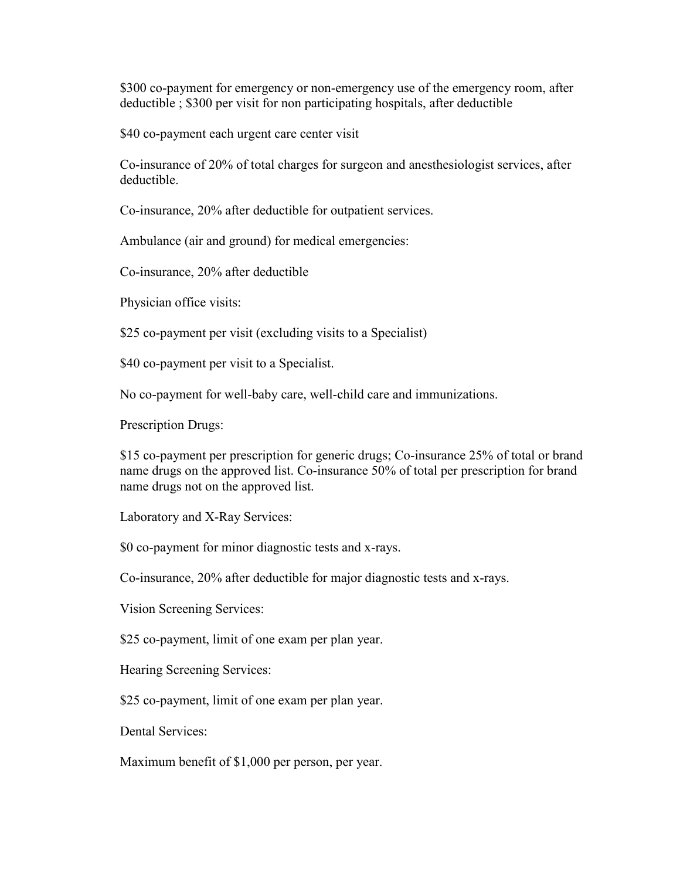$300 co-payment for emergency or non-emergency use of the emergency room, after deductible ; $300 per visit for non participating hospitals, after deductible

$40 co-payment each urgent care center visit

Co-insurance of 20% of total charges for surgeon and anesthesiologist services, after deductible.

Co-insurance, 20% after deductible for outpatient services.

Ambulance (air and ground) for medical emergencies:

Co-insurance, 20% after deductible

Physician office visits:

$25 co-payment per visit (excluding visits to a Specialist)

$40 co-payment per visit to a Specialist.

No co-payment for well-baby care, well-child care and immunizations.

Prescription Drugs:

$15 co-payment per prescription for generic drugs; Co-insurance 25% of total or brand name drugs on the approved list. Co-insurance 50% of total per prescription for brand name drugs not on the approved list.

Laboratory and X-Ray Services:

$0 co-payment for minor diagnostic tests and x-rays.

Co-insurance, 20% after deductible for major diagnostic tests and x-rays.

Vision Screening Services:

$25 co-payment, limit of one exam per plan year.

Hearing Screening Services:

$25 co-payment, limit of one exam per plan year.

Dental Services:

Maximum benefit of $1,000 per person, per year.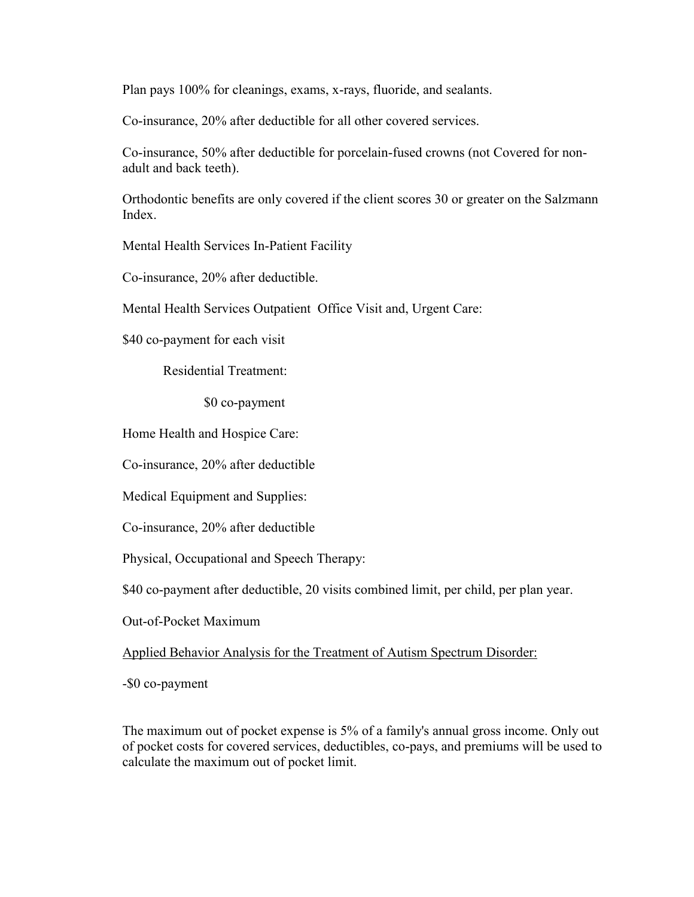Plan pays 100% for cleanings, exams, x-rays, fluoride, and sealants.

Co-insurance, 20% after deductible for all other covered services.

Co-insurance, 50% after deductible for porcelain-fused crowns (not Covered for non-adult and back teeth).

Orthodontic benefits are only covered if the client scores 30 or greater on the Salzmann Index.

Mental Health Services In-Patient Facility

Co-insurance, 20% after deductible.

Mental Health Services Outpatient Office Visit and, Urgent Care:

$40 co-payment for each visit

Residential Treatment:

$0 co-payment

Home Health and Hospice Care:

Co-insurance, 20% after deductible

Medical Equipment and Supplies:

Co-insurance, 20% after deductible

Physical, Occupational and Speech Therapy:

$40 co-payment after deductible, 20 visits combined limit, per child, per plan year.

Out-of-Pocket Maximum

<u>Applied Behavior Analysis for the Treatment of Autism Spectrum Disorder:</u>

-$0 co-payment

The maximum out of pocket expense is 5% of a family's annual gross income. Only out of pocket costs for covered services, deductibles, co-pays, and premiums will be used to calculate the maximum out of pocket limit.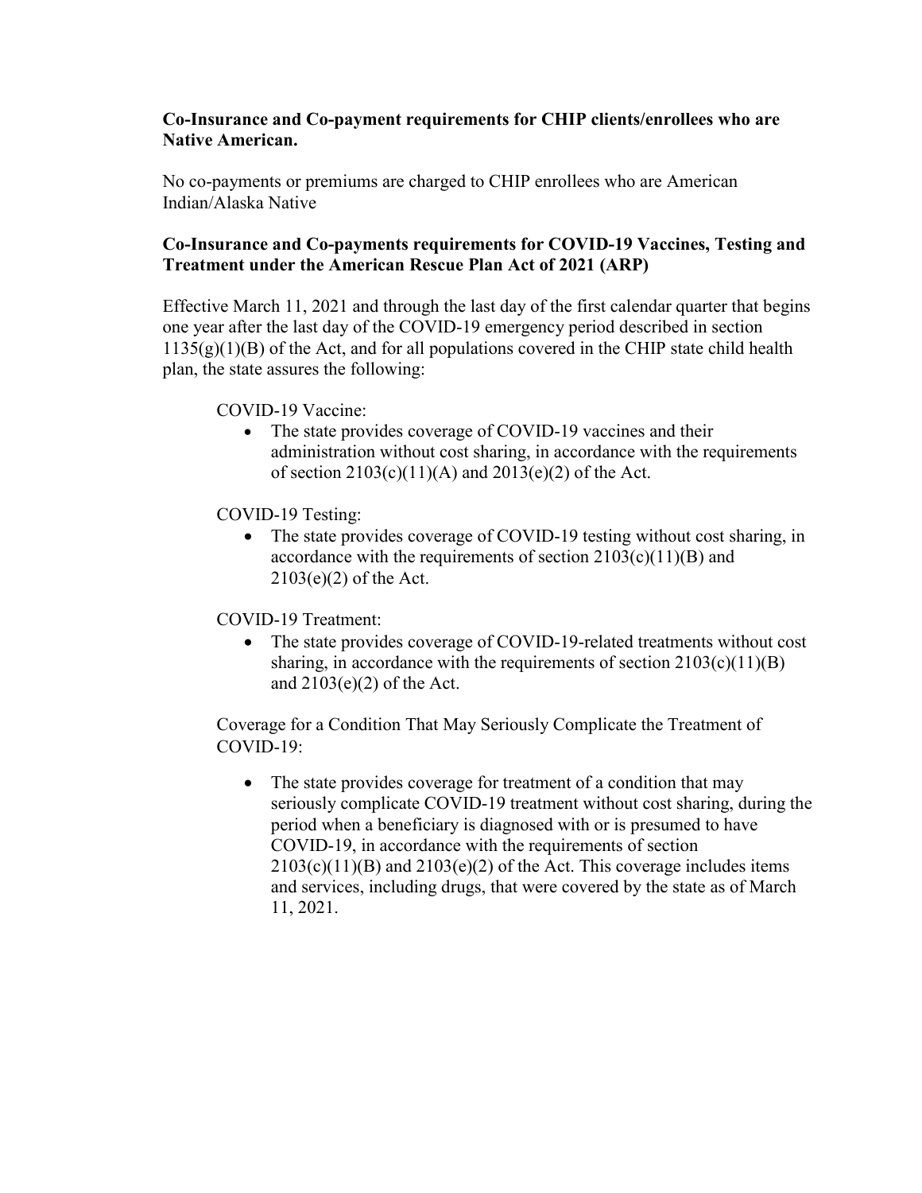**Co-Insurance and Co-payment requirements for CHIP clients/enrollees who are Native American.**

No co-payments or premiums are charged to CHIP enrollees who are American Indian/Alaska Native

**Co-Insurance and Co-payments requirements for COVID-19 Vaccines, Testing and Treatment under the American Rescue Plan Act of 2021 (ARP)**

Effective March 11, 2021 and through the last day of the first calendar quarter that begins one year after the last day of the COVID-19 emergency period described in section 1135(g)(1)(B) of the Act, and for all populations covered in the CHIP state child health plan, the state assures the following:

COVID-19 Vaccine:

- The state provides coverage of COVID-19 vaccines and their administration without cost sharing, in accordance with the requirements of section 2103(c)(11)(A) and 2013(e)(2) of the Act.

COVID-19 Testing:

- The state provides coverage of COVID-19 testing without cost sharing, in accordance with the requirements of section 2103(c)(11)(B) and 2103(e)(2) of the Act.

COVID-19 Treatment:

- The state provides coverage of COVID-19-related treatments without cost sharing, in accordance with the requirements of section 2103(c)(11)(B) and 2103(e)(2) of the Act.

Coverage for a Condition That May Seriously Complicate the Treatment of COVID-19:

- The state provides coverage for treatment of a condition that may seriously complicate COVID-19 treatment without cost sharing, during the period when a beneficiary is diagnosed with or is presumed to have COVID-19, in accordance with the requirements of section 2103(c)(11)(B) and 2103(e)(2) of the Act. This coverage includes items and services, including drugs, that were covered by the state as of March 11, 2021.